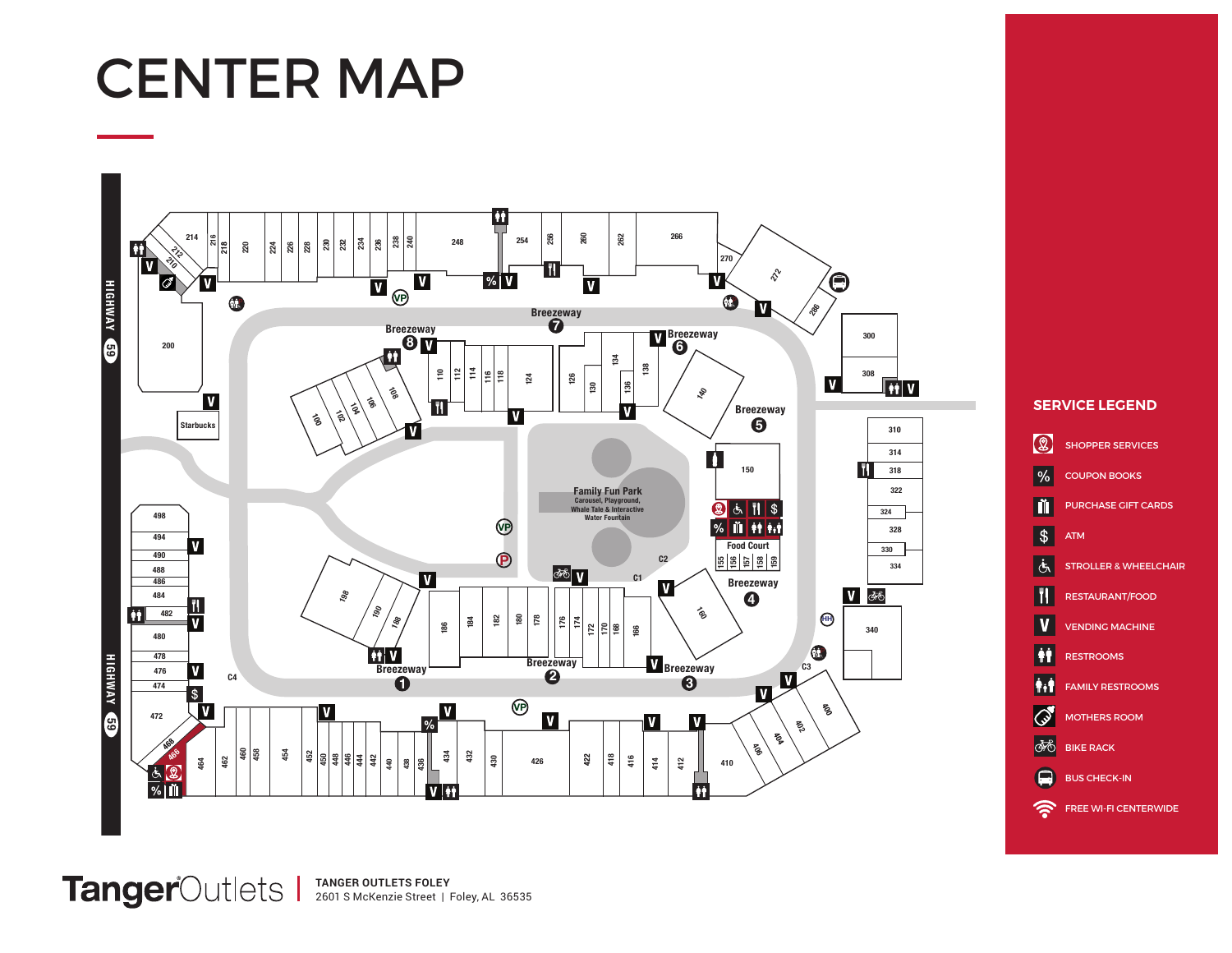# CENTER MAP

HIGHWAY 59

Breezeway 1, Breezeway 2, Breezeway 3, Breezeway 4, Breezeway 5, Breezeway 6, Breezeway 7, Breezeway 8

Family Fun Park
Carousel, Playground, Whale Tale & Interactive Water Fountain

Food Court

Starbucks

## SERVICE LEGEND

- SHOPPER SERVICES
- COUPON BOOKS
- PURCHASE GIFT CARDS
- ATM
- STROLLER & WHEELCHAIR
- RESTAURANT/FOOD
- VENDING MACHINE
- RESTROOMS
- FAMILY RESTROOMS
- MOTHERS ROOM
- BIKE RACK
- BUS CHECK-IN
- FREE WI-FI CENTERWIDE

**TangerOutlets** | **TANGER OUTLETS FOLEY**
2601 S McKenzie Street | Foley, AL 36535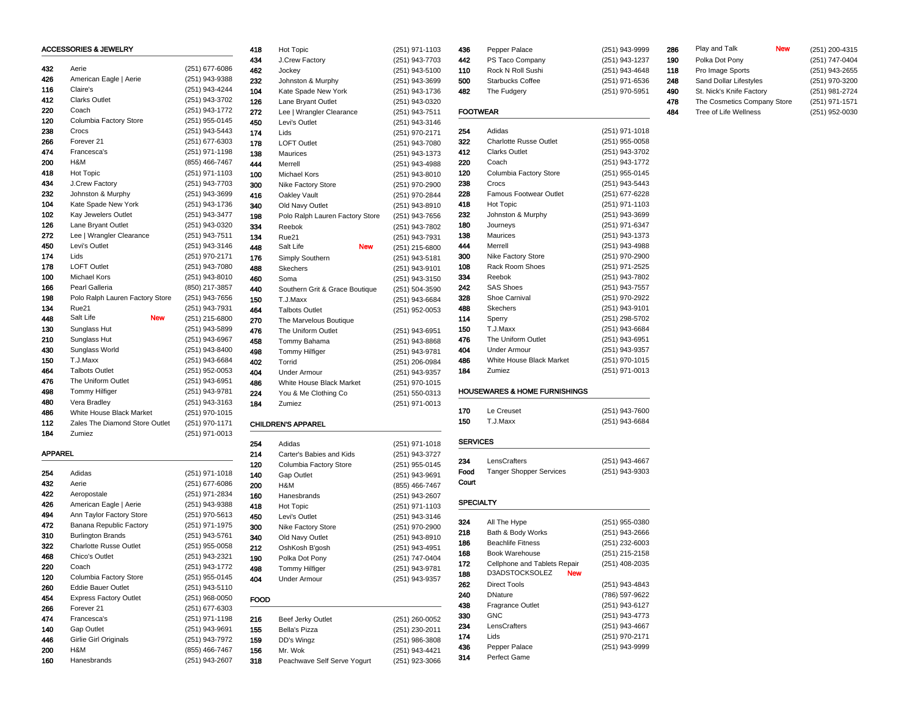## ACCESSORIES & JEWELRY

| | | |
|---|---|---|
| 432 | Aerie | (251) 677-6086 |
| 426 | American Eagle \| Aerie | (251) 943-9388 |
| 116 | Claire's | (251) 943-4244 |
| 412 | Clarks Outlet | (251) 943-3702 |
| 220 | Coach | (251) 943-1772 |
| 120 | Columbia Factory Store | (251) 955-0145 |
| 238 | Crocs | (251) 943-5443 |
| 266 | Forever 21 | (251) 677-6303 |
| 474 | Francesca's | (251) 971-1198 |
| 200 | H&M | (855) 466-7467 |
| 418 | Hot Topic | (251) 971-1103 |
| 434 | J.Crew Factory | (251) 943-7703 |
| 232 | Johnston & Murphy | (251) 943-3699 |
| 104 | Kate Spade New York | (251) 943-1736 |
| 102 | Kay Jewelers Outlet | (251) 943-3477 |
| 126 | Lane Bryant Outlet | (251) 943-0320 |
| 272 | Lee \| Wrangler Clearance | (251) 943-7511 |
| 450 | Levi's Outlet | (251) 943-3146 |
| 174 | Lids | (251) 970-2171 |
| 178 | LOFT Outlet | (251) 943-7080 |
| 100 | Michael Kors | (251) 943-8010 |
| 166 | Pearl Galleria | (850) 217-3857 |
| 198 | Polo Ralph Lauren Factory Store | (251) 943-7656 |
| 134 | Rue21 | (251) 943-7931 |
| 448 | Salt Life **New** | (251) 215-6800 |
| 130 | Sunglass Hut | (251) 943-5899 |
| 210 | Sunglass Hut | (251) 943-6967 |
| 430 | Sunglass World | (251) 943-8400 |
| 150 | T.J.Maxx | (251) 943-6684 |
| 464 | Talbots Outlet | (251) 952-0053 |
| 476 | The Uniform Outlet | (251) 943-6951 |
| 498 | Tommy Hilfiger | (251) 943-9781 |
| 480 | Vera Bradley | (251) 943-3163 |
| 486 | White House Black Market | (251) 970-1015 |
| 112 | Zales The Diamond Store Outlet | (251) 970-1171 |
| 184 | Zumiez | (251) 971-0013 |

## APPAREL

| | | |
|---|---|---|
| 254 | Adidas | (251) 971-1018 |
| 432 | Aerie | (251) 677-6086 |
| 422 | Aeropostale | (251) 971-2834 |
| 426 | American Eagle \| Aerie | (251) 943-9388 |
| 494 | Ann Taylor Factory Store | (251) 970-5613 |
| 472 | Banana Republic Factory | (251) 971-1975 |
| 310 | Burlington Brands | (251) 943-5761 |
| 322 | Charlotte Russe Outlet | (251) 955-0058 |
| 468 | Chico's Outlet | (251) 943-2321 |
| 220 | Coach | (251) 943-1772 |
| 120 | Columbia Factory Store | (251) 955-0145 |
| 260 | Eddie Bauer Outlet | (251) 943-5110 |
| 454 | Express Factory Outlet | (251) 968-0050 |
| 266 | Forever 21 | (251) 677-6303 |
| 474 | Francesca's | (251) 971-1198 |
| 140 | Gap Outlet | (251) 943-9691 |
| 446 | Girlie Girl Originals | (251) 943-7972 |
| 200 | H&M | (855) 466-7467 |
| 160 | Hanesbrands | (251) 943-2607 |
| 418 | Hot Topic | (251) 971-1103 |
| 434 | J.Crew Factory | (251) 943-7703 |
| 462 | Jockey | (251) 943-5100 |
| 232 | Johnston & Murphy | (251) 943-3699 |
| 104 | Kate Spade New York | (251) 943-1736 |
| 126 | Lane Bryant Outlet | (251) 943-0320 |
| 272 | Lee \| Wrangler Clearance | (251) 943-7511 |
| 450 | Levi's Outlet | (251) 943-3146 |
| 174 | Lids | (251) 970-2171 |
| 178 | LOFT Outlet | (251) 943-7080 |
| 138 | Maurices | (251) 943-1373 |
| 444 | Merrell | (251) 943-4988 |
| 100 | Michael Kors | (251) 943-8010 |
| 300 | Nike Factory Store | (251) 970-2900 |
| 416 | Oakley Vault | (251) 970-2844 |
| 340 | Old Navy Outlet | (251) 943-8910 |
| 198 | Polo Ralph Lauren Factory Store | (251) 943-7656 |
| 334 | Reebok | (251) 943-7802 |
| 134 | Rue21 | (251) 943-7931 |
| 448 | Salt Life **New** | (251) 215-6800 |
| 176 | Simply Southern | (251) 943-5181 |
| 488 | Skechers | (251) 943-9101 |
| 460 | Soma | (251) 943-3150 |
| 440 | Southern Grit & Grace Boutique | (251) 504-3590 |
| 150 | T.J.Maxx | (251) 943-6684 |
| 464 | Talbots Outlet | (251) 952-0053 |
| 270 | The Marvelous Boutique | |
| 476 | The Uniform Outlet | (251) 943-6951 |
| 458 | Tommy Bahama | (251) 943-8868 |
| 498 | Tommy Hilfiger | (251) 943-9781 |
| 402 | Torrid | (251) 206-0984 |
| 404 | Under Armour | (251) 943-9357 |
| 486 | White House Black Market | (251) 970-1015 |
| 224 | You & Me Clothing Co | (251) 550-0313 |
| 184 | Zumiez | (251) 971-0013 |

## CHILDREN'S APPAREL

| | | |
|---|---|---|
| 254 | Adidas | (251) 971-1018 |
| 214 | Carter's Babies and Kids | (251) 943-3727 |
| 120 | Columbia Factory Store | (251) 955-0145 |
| 140 | Gap Outlet | (251) 943-9691 |
| 200 | H&M | (855) 466-7467 |
| 160 | Hanesbrands | (251) 943-2607 |
| 418 | Hot Topic | (251) 971-1103 |
| 450 | Levi's Outlet | (251) 943-3146 |
| 300 | Nike Factory Store | (251) 970-2900 |
| 340 | Old Navy Outlet | (251) 943-8910 |
| 212 | OshKosh B'gosh | (251) 943-4951 |
| 190 | Polka Dot Pony | (251) 747-0404 |
| 498 | Tommy Hilfiger | (251) 943-9781 |
| 404 | Under Armour | (251) 943-9357 |

## FOOD

| | | |
|---|---|---|
| 216 | Beef Jerky Outlet | (251) 260-0052 |
| 155 | Bella's Pizza | (251) 230-2011 |
| 159 | DD's Wingz | (251) 986-3808 |
| 156 | Mr. Wok | (251) 943-4421 |
| 318 | Peachwave Self Serve Yogurt | (251) 923-3066 |
| 436 | Pepper Palace | (251) 943-9999 |
| 442 | PS Taco Company | (251) 943-1237 |
| 110 | Rock N Roll Sushi | (251) 943-4648 |
| 500 | Starbucks Coffee | (251) 971-6536 |
| 482 | The Fudgery | (251) 970-5951 |

## FOOTWEAR

| | | |
|---|---|---|
| 254 | Adidas | (251) 971-1018 |
| 322 | Charlotte Russe Outlet | (251) 955-0058 |
| 412 | Clarks Outlet | (251) 943-3702 |
| 220 | Coach | (251) 943-1772 |
| 120 | Columbia Factory Store | (251) 955-0145 |
| 238 | Crocs | (251) 943-5443 |
| 228 | Famous Footwear Outlet | (251) 677-6228 |
| 418 | Hot Topic | (251) 971-1103 |
| 232 | Johnston & Murphy | (251) 943-3699 |
| 180 | Journeys | (251) 971-6347 |
| 138 | Maurices | (251) 943-1373 |
| 444 | Merrell | (251) 943-4988 |
| 300 | Nike Factory Store | (251) 970-2900 |
| 108 | Rack Room Shoes | (251) 971-2525 |
| 334 | Reebok | (251) 943-7802 |
| 242 | SAS Shoes | (251) 943-7557 |
| 328 | Shoe Carnival | (251) 970-2922 |
| 488 | Skechers | (251) 943-9101 |
| 114 | Sperry | (251) 298-5702 |
| 150 | T.J.Maxx | (251) 943-6684 |
| 476 | The Uniform Outlet | (251) 943-6951 |
| 404 | Under Armour | (251) 943-9357 |
| 486 | White House Black Market | (251) 970-1015 |
| 184 | Zumiez | (251) 971-0013 |

## HOUSEWARES & HOME FURNISHINGS

| | | |
|---|---|---|
| 170 | Le Creuset | (251) 943-7600 |
| 150 | T.J.Maxx | (251) 943-6684 |

## SERVICES

| | | |
|---|---|---|
| 234 | LensCrafters | (251) 943-4667 |
| Food Court | Tanger Shopper Services | (251) 943-9303 |

## SPECIALTY

| | | |
|---|---|---|
| 324 | All The Hype | (251) 955-0380 |
| 218 | Bath & Body Works | (251) 943-2666 |
| 186 | Beachlife Fitness | (251) 232-6003 |
| 168 | Book Warehouse | (251) 215-2158 |
| 172 | Cellphone and Tablets Repair | (251) 408-2035 |
| 188 | D3ADSTOCKSOLEZ **New** | |
| 262 | Direct Tools | (251) 943-4843 |
| 240 | DNature | (786) 597-9622 |
| 438 | Fragrance Outlet | (251) 943-6127 |
| 330 | GNC | (251) 943-4773 |
| 234 | LensCrafters | (251) 943-4667 |
| 174 | Lids | (251) 970-2171 |
| 436 | Pepper Palace | (251) 943-9999 |
| 314 | Perfect Game | |
| 286 | Play and Talk **New** | (251) 200-4315 |
| 190 | Polka Dot Pony | (251) 747-0404 |
| 118 | Pro Image Sports | (251) 943-2655 |
| 248 | Sand Dollar Lifestyles | (251) 970-3200 |
| 490 | St. Nick's Knife Factory | (251) 981-2724 |
| 478 | The Cosmetics Company Store | (251) 971-1571 |
| 484 | Tree of Life Wellness | (251) 952-0030 |